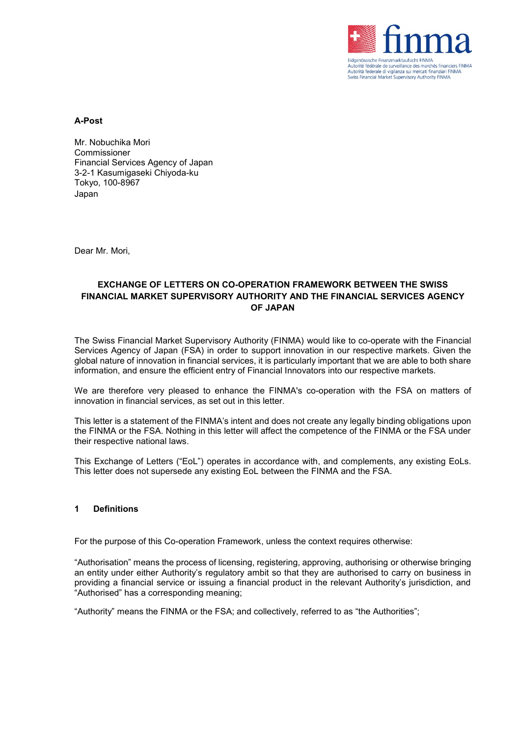Eidgenössische Finanzmarktaufsicht FINMA
Autorité fédérale de surveillance des marchés financiers FINMA
Autorità federale di vigilanza sui mercati finanziari FINMA
Swiss Financial Market Supervisory Authority FINMA

**A-Post**

Mr. Nobuchika Mori
Commissioner
Financial Services Agency of Japan
3-2-1 Kasumigaseki Chiyoda-ku
Tokyo, 100-8967
Japan

Dear Mr. Mori,

**EXCHANGE OF LETTERS ON CO-OPERATION FRAMEWORK BETWEEN THE SWISS FINANCIAL MARKET SUPERVISORY AUTHORITY AND THE FINANCIAL SERVICES AGENCY OF JAPAN**

The Swiss Financial Market Supervisory Authority (FINMA) would like to co-operate with the Financial Services Agency of Japan (FSA) in order to support innovation in our respective markets. Given the global nature of innovation in financial services, it is particularly important that we are able to both share information, and ensure the efficient entry of Financial Innovators into our respective markets.

We are therefore very pleased to enhance the FINMA's co-operation with the FSA on matters of innovation in financial services, as set out in this letter.

This letter is a statement of the FINMA's intent and does not create any legally binding obligations upon the FINMA or the FSA. Nothing in this letter will affect the competence of the FINMA or the FSA under their respective national laws.

This Exchange of Letters ("EoL") operates in accordance with, and complements, any existing EoLs. This letter does not supersede any existing EoL between the FINMA and the FSA.

## 1 Definitions

For the purpose of this Co-operation Framework, unless the context requires otherwise:

"Authorisation" means the process of licensing, registering, approving, authorising or otherwise bringing an entity under either Authority's regulatory ambit so that they are authorised to carry on business in providing a financial service or issuing a financial product in the relevant Authority's jurisdiction, and "Authorised" has a corresponding meaning;

"Authority" means the FINMA or the FSA; and collectively, referred to as "the Authorities";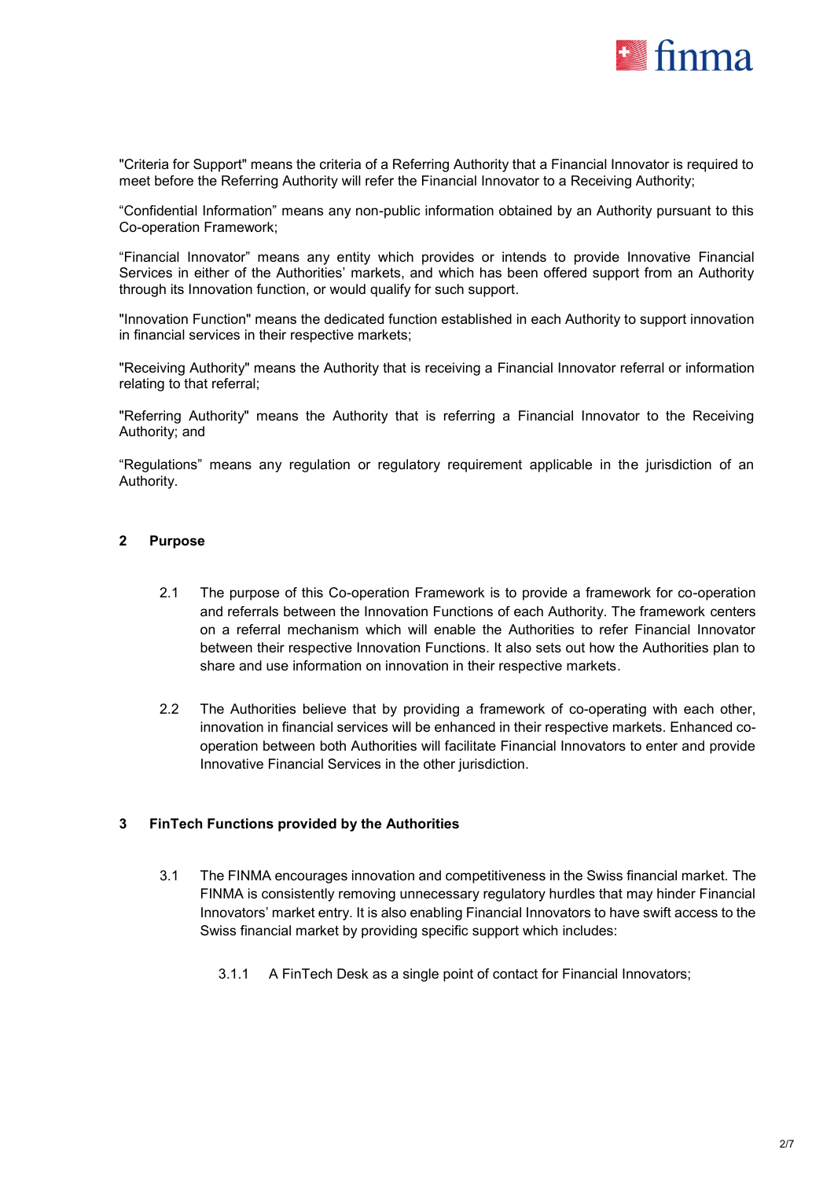"Criteria for Support" means the criteria of a Referring Authority that a Financial Innovator is required to meet before the Referring Authority will refer the Financial Innovator to a Receiving Authority;

"Confidential Information" means any non-public information obtained by an Authority pursuant to this Co-operation Framework;

"Financial Innovator" means any entity which provides or intends to provide Innovative Financial Services in either of the Authorities' markets, and which has been offered support from an Authority through its Innovation function, or would qualify for such support.

"Innovation Function" means the dedicated function established in each Authority to support innovation in financial services in their respective markets;

"Receiving Authority" means the Authority that is receiving a Financial Innovator referral or information relating to that referral;

"Referring Authority" means the Authority that is referring a Financial Innovator to the Receiving Authority; and

"Regulations" means any regulation or regulatory requirement applicable in the jurisdiction of an Authority.

## 2 Purpose

2.1 The purpose of this Co-operation Framework is to provide a framework for co-operation and referrals between the Innovation Functions of each Authority. The framework centers on a referral mechanism which will enable the Authorities to refer Financial Innovator between their respective Innovation Functions. It also sets out how the Authorities plan to share and use information on innovation in their respective markets.

2.2 The Authorities believe that by providing a framework of co-operating with each other, innovation in financial services will be enhanced in their respective markets. Enhanced co-operation between both Authorities will facilitate Financial Innovators to enter and provide Innovative Financial Services in the other jurisdiction.

## 3 FinTech Functions provided by the Authorities

3.1 The FINMA encourages innovation and competitiveness in the Swiss financial market. The FINMA is consistently removing unnecessary regulatory hurdles that may hinder Financial Innovators' market entry. It is also enabling Financial Innovators to have swift access to the Swiss financial market by providing specific support which includes:

3.1.1 A FinTech Desk as a single point of contact for Financial Innovators;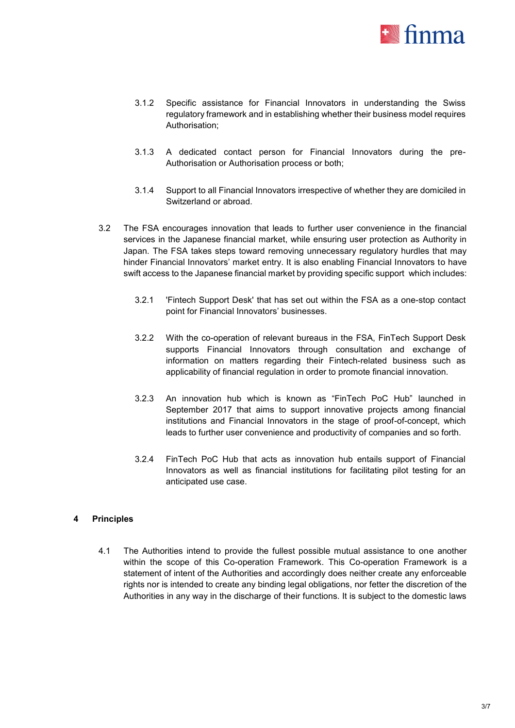3.1.2 Specific assistance for Financial Innovators in understanding the Swiss regulatory framework and in establishing whether their business model requires Authorisation;

3.1.3 A dedicated contact person for Financial Innovators during the pre-Authorisation or Authorisation process or both;

3.1.4 Support to all Financial Innovators irrespective of whether they are domiciled in Switzerland or abroad.

3.2 The FSA encourages innovation that leads to further user convenience in the financial services in the Japanese financial market, while ensuring user protection as Authority in Japan. The FSA takes steps toward removing unnecessary regulatory hurdles that may hinder Financial Innovators' market entry. It is also enabling Financial Innovators to have swift access to the Japanese financial market by providing specific support which includes:

3.2.1 'Fintech Support Desk' that has set out within the FSA as a one-stop contact point for Financial Innovators' businesses.

3.2.2 With the co-operation of relevant bureaus in the FSA, FinTech Support Desk supports Financial Innovators through consultation and exchange of information on matters regarding their Fintech-related business such as applicability of financial regulation in order to promote financial innovation.

3.2.3 An innovation hub which is known as "FinTech PoC Hub" launched in September 2017 that aims to support innovative projects among financial institutions and Financial Innovators in the stage of proof-of-concept, which leads to further user convenience and productivity of companies and so forth.

3.2.4 FinTech PoC Hub that acts as innovation hub entails support of Financial Innovators as well as financial institutions for facilitating pilot testing for an anticipated use case.

## 4 Principles

4.1 The Authorities intend to provide the fullest possible mutual assistance to one another within the scope of this Co-operation Framework. This Co-operation Framework is a statement of intent of the Authorities and accordingly does neither create any enforceable rights nor is intended to create any binding legal obligations, nor fetter the discretion of the Authorities in any way in the discharge of their functions. It is subject to the domestic laws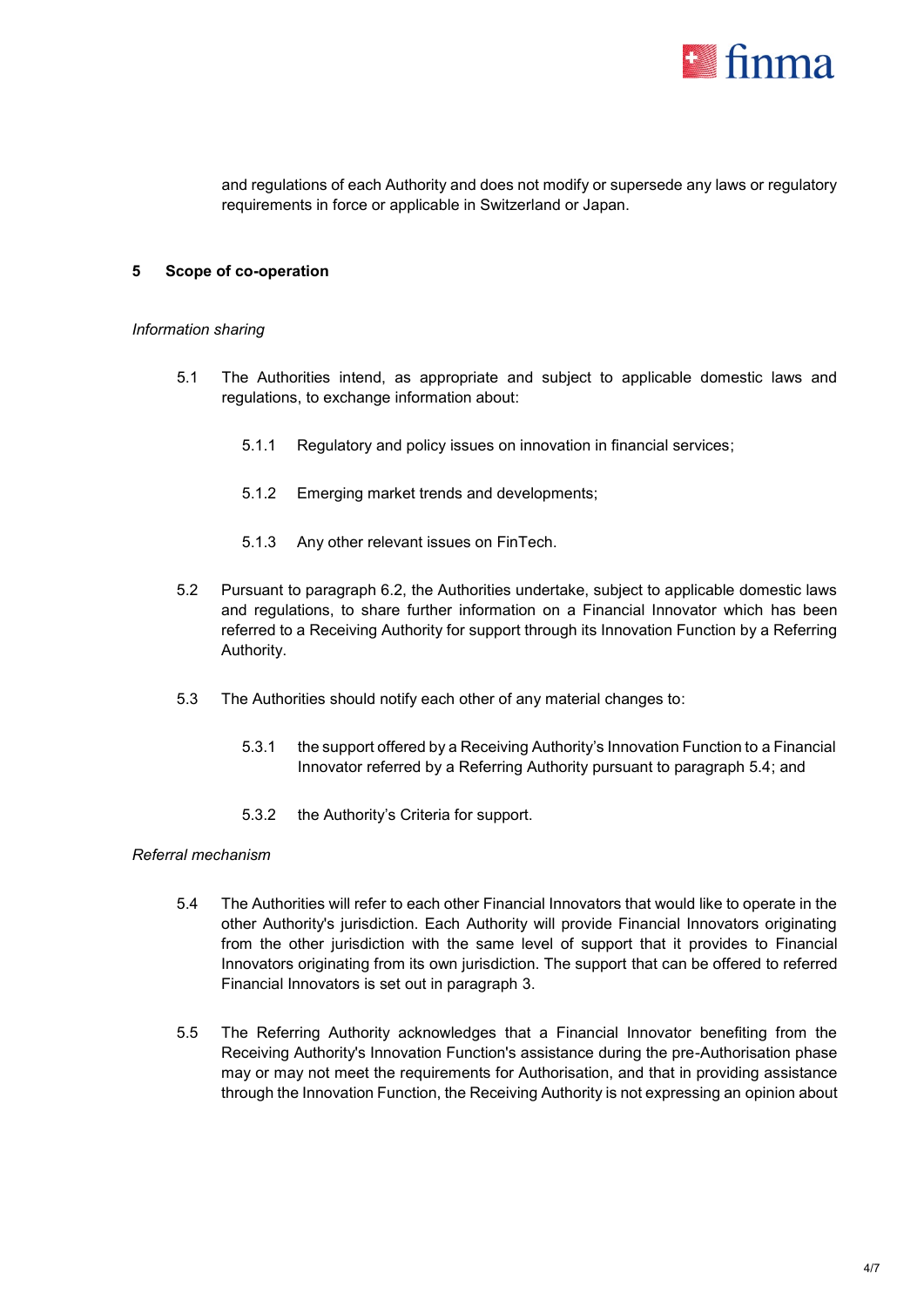and regulations of each Authority and does not modify or supersede any laws or regulatory requirements in force or applicable in Switzerland or Japan.

## 5 Scope of co-operation

*Information sharing*

5.1 The Authorities intend, as appropriate and subject to applicable domestic laws and regulations, to exchange information about:

5.1.1 Regulatory and policy issues on innovation in financial services;

5.1.2 Emerging market trends and developments;

5.1.3 Any other relevant issues on FinTech.

5.2 Pursuant to paragraph 6.2, the Authorities undertake, subject to applicable domestic laws and regulations, to share further information on a Financial Innovator which has been referred to a Receiving Authority for support through its Innovation Function by a Referring Authority.

5.3 The Authorities should notify each other of any material changes to:

5.3.1 the support offered by a Receiving Authority's Innovation Function to a Financial Innovator referred by a Referring Authority pursuant to paragraph 5.4; and

5.3.2 the Authority's Criteria for support.

*Referral mechanism*

5.4 The Authorities will refer to each other Financial Innovators that would like to operate in the other Authority's jurisdiction. Each Authority will provide Financial Innovators originating from the other jurisdiction with the same level of support that it provides to Financial Innovators originating from its own jurisdiction. The support that can be offered to referred Financial Innovators is set out in paragraph 3.

5.5 The Referring Authority acknowledges that a Financial Innovator benefiting from the Receiving Authority's Innovation Function's assistance during the pre-Authorisation phase may or may not meet the requirements for Authorisation, and that in providing assistance through the Innovation Function, the Receiving Authority is not expressing an opinion about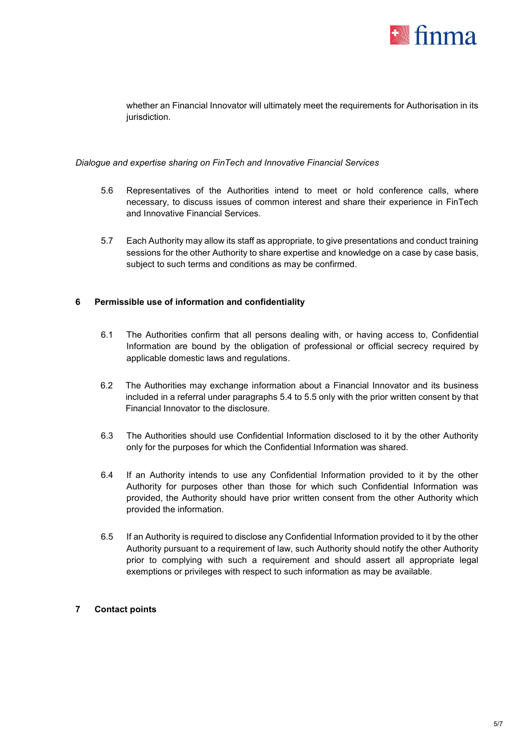whether an Financial Innovator will ultimately meet the requirements for Authorisation in its jurisdiction.

*Dialogue and expertise sharing on FinTech and Innovative Financial Services*

5.6 Representatives of the Authorities intend to meet or hold conference calls, where necessary, to discuss issues of common interest and share their experience in FinTech and Innovative Financial Services.

5.7 Each Authority may allow its staff as appropriate, to give presentations and conduct training sessions for the other Authority to share expertise and knowledge on a case by case basis, subject to such terms and conditions as may be confirmed.

## 6 Permissible use of information and confidentiality

6.1 The Authorities confirm that all persons dealing with, or having access to, Confidential Information are bound by the obligation of professional or official secrecy required by applicable domestic laws and regulations.

6.2 The Authorities may exchange information about a Financial Innovator and its business included in a referral under paragraphs 5.4 to 5.5 only with the prior written consent by that Financial Innovator to the disclosure.

6.3 The Authorities should use Confidential Information disclosed to it by the other Authority only for the purposes for which the Confidential Information was shared.

6.4 If an Authority intends to use any Confidential Information provided to it by the other Authority for purposes other than those for which such Confidential Information was provided, the Authority should have prior written consent from the other Authority which provided the information.

6.5 If an Authority is required to disclose any Confidential Information provided to it by the other Authority pursuant to a requirement of law, such Authority should notify the other Authority prior to complying with such a requirement and should assert all appropriate legal exemptions or privileges with respect to such information as may be available.

## 7 Contact points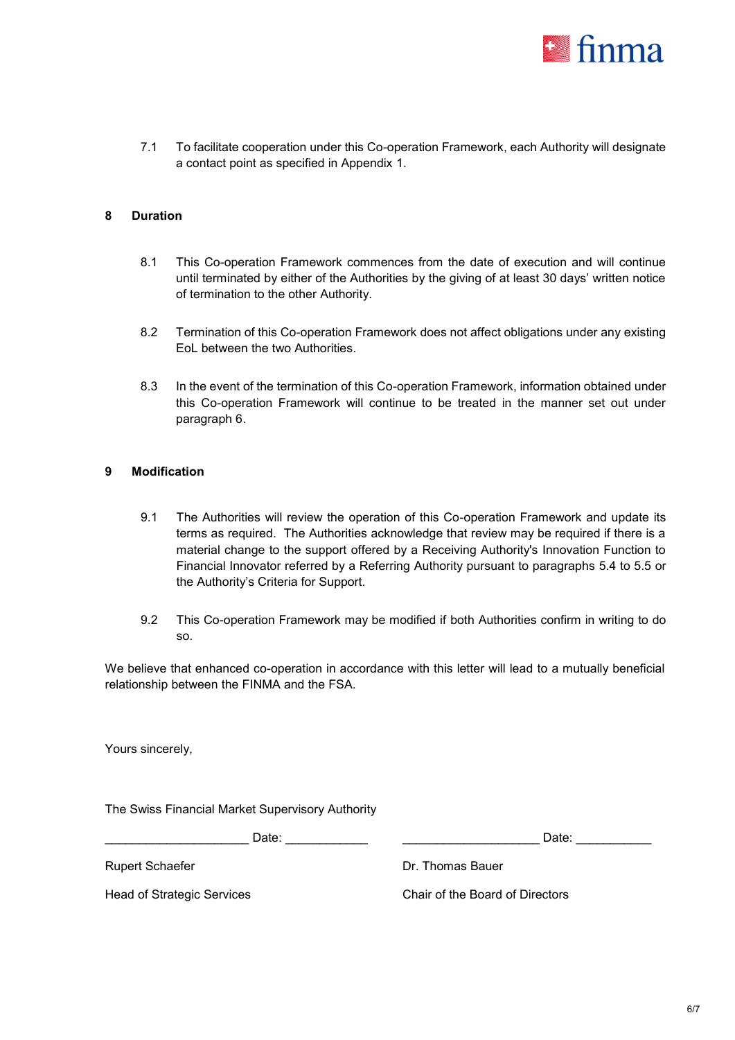7.1 To facilitate cooperation under this Co-operation Framework, each Authority will designate a contact point as specified in Appendix 1.

## 8 Duration

8.1 This Co-operation Framework commences from the date of execution and will continue until terminated by either of the Authorities by the giving of at least 30 days' written notice of termination to the other Authority.

8.2 Termination of this Co-operation Framework does not affect obligations under any existing EoL between the two Authorities.

8.3 In the event of the termination of this Co-operation Framework, information obtained under this Co-operation Framework will continue to be treated in the manner set out under paragraph 6.

## 9 Modification

9.1 The Authorities will review the operation of this Co-operation Framework and update its terms as required. The Authorities acknowledge that review may be required if there is a material change to the support offered by a Receiving Authority's Innovation Function to Financial Innovator referred by a Referring Authority pursuant to paragraphs 5.4 to 5.5 or the Authority's Criteria for Support.

9.2 This Co-operation Framework may be modified if both Authorities confirm in writing to do so.

We believe that enhanced co-operation in accordance with this letter will lead to a mutually beneficial relationship between the FINMA and the FSA.

Yours sincerely,

The Swiss Financial Market Supervisory Authority

| | |
|---|---|
| _____________________ Date: ____________ | ____________________ Date: ___________ |
| Rupert Schaefer | Dr. Thomas Bauer |
| Head of Strategic Services | Chair of the Board of Directors |